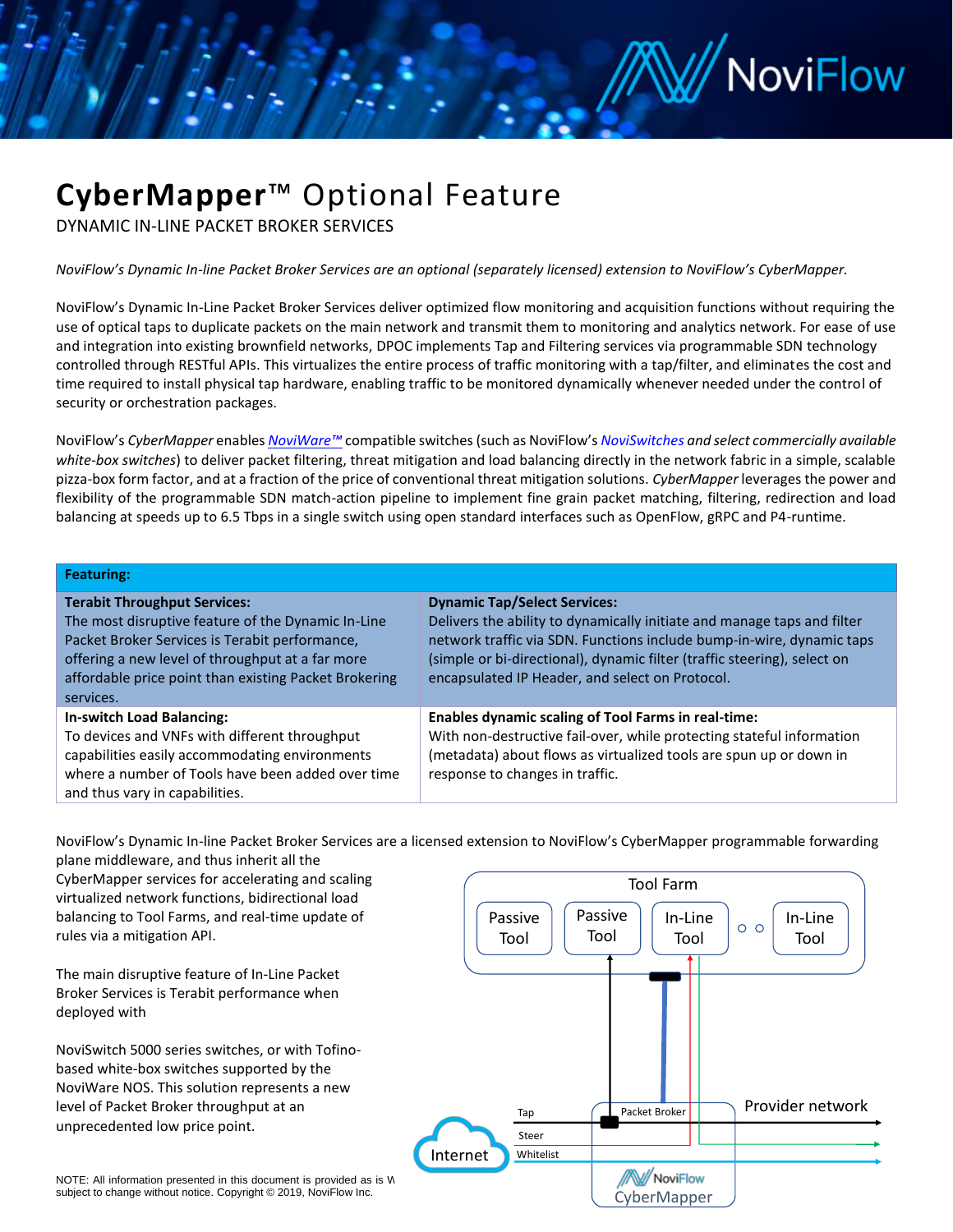# CyberMapper™ Optional Feature

DYNAMIC IN-LINE PACKET BROKER SERVICES

*NoviFlow's Dynamic In-line Packet Broker Services are an optional (separately licensed) extension to NoviFlow's CyberMapper.*

NoviFlow's Dynamic In-Line Packet Broker Services deliver optimized flow monitoring and acquisition functions without requiring the use of optical taps to duplicate packets on the main network and transmit them to monitoring and analytics network. For ease of use and integration into existing brownfield networks, DPOC implements Tap and Filtering services via programmable SDN technology controlled through RESTful APIs. This virtualizes the entire process of traffic monitoring with a tap/filter, and eliminates the cost and time required to install physical tap hardware, enabling traffic to be monitored dynamically whenever needed under the control of security or orchestration packages.

NoviFlow's *CyberMapper* enables *NoviWare™* compatible switches (such as NoviFlow's *NoviSwitches and select commercially available white-box switches*) to deliver packet filtering, threat mitigation and load balancing directly in the network fabric in a simple, scalable pizza-box form factor, and at a fraction of the price of conventional threat mitigation solutions. *CyberMapper* leverages the power and flexibility of the programmable SDN match-action pipeline to implement fine grain packet matching, filtering, redirection and load balancing at speeds up to 6.5 Tbps in a single switch using open standard interfaces such as OpenFlow, gRPC and P4-runtime.

| **Featuring:** | |
|---|---|
| **Terabit Throughput Services:** The most disruptive feature of the Dynamic In-Line Packet Broker Services is Terabit performance, offering a new level of throughput at a far more affordable price point than existing Packet Brokering services. | **Dynamic Tap/Select Services:** Delivers the ability to dynamically initiate and manage taps and filter network traffic via SDN. Functions include bump-in-wire, dynamic taps (simple or bi-directional), dynamic filter (traffic steering), select on encapsulated IP Header, and select on Protocol. |
| **In-switch Load Balancing:** To devices and VNFs with different throughput capabilities easily accommodating environments where a number of Tools have been added over time and thus vary in capabilities. | **Enables dynamic scaling of Tool Farms in real-time:** With non-destructive fail-over, while protecting stateful information (metadata) about flows as virtualized tools are spun up or down in response to changes in traffic. |

NoviFlow's Dynamic In-line Packet Broker Services are a licensed extension to NoviFlow's CyberMapper programmable forwarding plane middleware, and thus inherit all the CyberMapper services for accelerating and scaling virtualized network functions, bidirectional load balancing to Tool Farms, and real-time update of rules via a mitigation API.

The main disruptive feature of In-Line Packet Broker Services is Terabit performance when deployed with

NoviSwitch 5000 series switches, or with Tofino-based white-box switches supported by the NoviWare NOS. This solution represents a new level of Packet Broker throughput at an unprecedented low price point.

Tool Farm

Passive Tool | Passive Tool | In-Line Tool | In-Line Tool

Internet | Tap | Steer | Whitelist | Packet Broker | Provider network | NoviFlow CyberMapper

NOTE: All information presented in this document is provided as is W subject to change without notice. Copyright © 2019, NoviFlow Inc.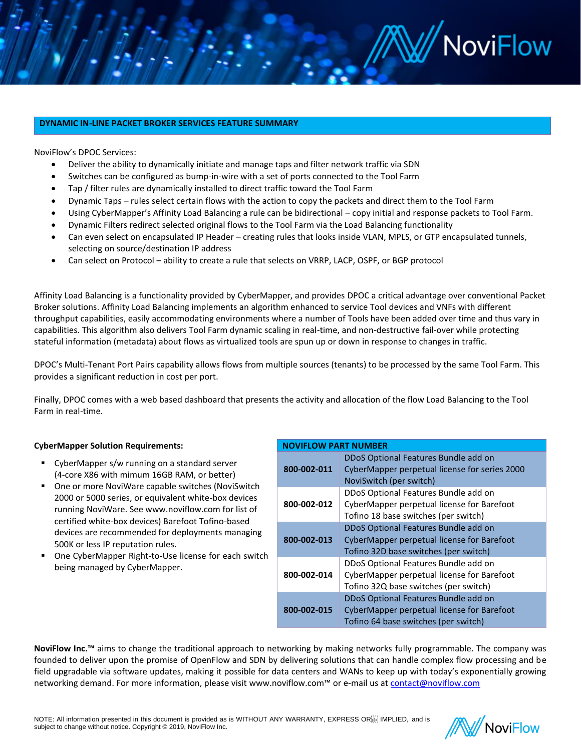## DYNAMIC IN-LINE PACKET BROKER SERVICES FEATURE SUMMARY

NoviFlow's DPOC Services:

- Deliver the ability to dynamically initiate and manage taps and filter network traffic via SDN
- Switches can be configured as bump-in-wire with a set of ports connected to the Tool Farm
- Tap / filter rules are dynamically installed to direct traffic toward the Tool Farm
- Dynamic Taps – rules select certain flows with the action to copy the packets and direct them to the Tool Farm
- Using CyberMapper's Affinity Load Balancing a rule can be bidirectional – copy initial and response packets to Tool Farm.
- Dynamic Filters redirect selected original flows to the Tool Farm via the Load Balancing functionality
- Can even select on encapsulated IP Header – creating rules that looks inside VLAN, MPLS, or GTP encapsulated tunnels, selecting on source/destination IP address
- Can select on Protocol – ability to create a rule that selects on VRRP, LACP, OSPF, or BGP protocol

Affinity Load Balancing is a functionality provided by CyberMapper, and provides DPOC a critical advantage over conventional Packet Broker solutions. Affinity Load Balancing implements an algorithm enhanced to service Tool devices and VNFs with different throughput capabilities, easily accommodating environments where a number of Tools have been added over time and thus vary in capabilities. This algorithm also delivers Tool Farm dynamic scaling in real-time, and non-destructive fail-over while protecting stateful information (metadata) about flows as virtualized tools are spun up or down in response to changes in traffic.

DPOC's Multi-Tenant Port Pairs capability allows flows from multiple sources (tenants) to be processed by the same Tool Farm. This provides a significant reduction in cost per port.

Finally, DPOC comes with a web based dashboard that presents the activity and allocation of the flow Load Balancing to the Tool Farm in real-time.

**CyberMapper Solution Requirements:**

- CyberMapper s/w running on a standard server (4-core X86 with mimum 16GB RAM, or better)
- One or more NoviWare capable switches (NoviSwitch 2000 or 5000 series, or equivalent white-box devices running NoviWare. See www.noviflow.com for list of certified white-box devices) Barefoot Tofino-based devices are recommended for deployments managing 500K or less IP reputation rules.
- One CyberMapper Right-to-Use license for each switch being managed by CyberMapper.

| NOVIFLOW PART NUMBER | |
|---|---|
| **800-002-011** | DDoS Optional Features Bundle add on CyberMapper perpetual license for series 2000 NoviSwitch (per switch) |
| **800-002-012** | DDoS Optional Features Bundle add on CyberMapper perpetual license for Barefoot Tofino 18 base switches (per switch) |
| **800-002-013** | DDoS Optional Features Bundle add on CyberMapper perpetual license for Barefoot Tofino 32D base switches (per switch) |
| **800-002-014** | DDoS Optional Features Bundle add on CyberMapper perpetual license for Barefoot Tofino 32Q base switches (per switch) |
| **800-002-015** | DDoS Optional Features Bundle add on CyberMapper perpetual license for Barefoot Tofino 64 base switches (per switch) |

**NoviFlow Inc.™** aims to change the traditional approach to networking by making networks fully programmable. The company was founded to deliver upon the promise of OpenFlow and SDN by delivering solutions that can handle complex flow processing and be field upgradable via software updates, making it possible for data centers and WANs to keep up with today's exponentially growing networking demand. For more information, please visit www.noviflow.com™ or e-mail us at contact@noviflow.com

NOTE: All information presented in this document is provided as is WITHOUT ANY WARRANTY, EXPRESS OR IMPLIED, and is subject to change without notice. Copyright © 2019, NoviFlow Inc.